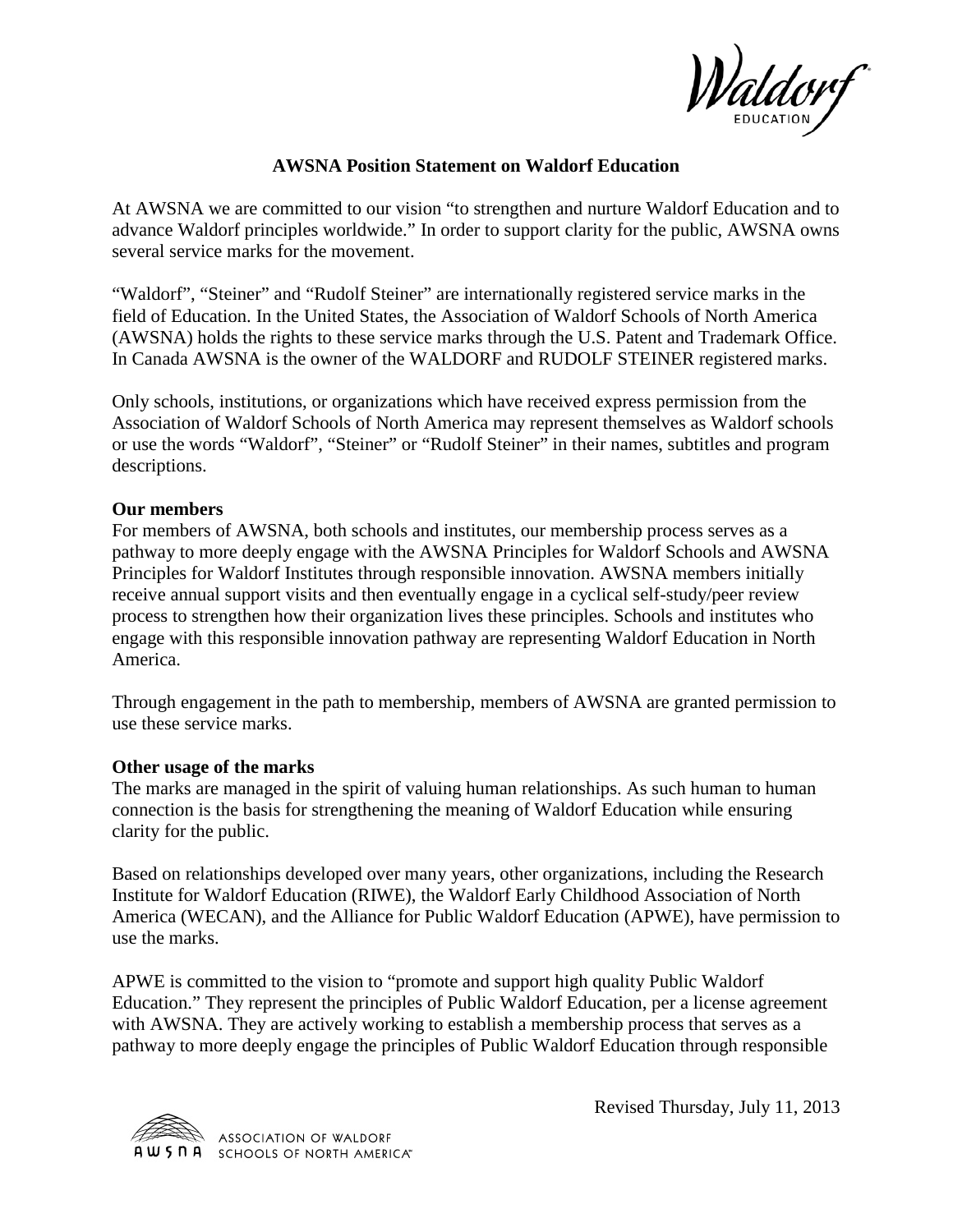# AWSNA Position Statement on Waldorf Education

At AWSNA we are committed to our vision "to strengthen and nurture Waldorf Education and to advance Waldorf principles worldwide." In order to support clarity for the public, AWSNA owns several service marks for the movement.

"Waldorf", "Steiner" and "Rudolf Steiner" are internationally registered service marks in the field of Education. In the United States, the Association of Waldorf Schools of North America (AWSNA) holds the rights to these service marks through the U.S. Patent and Trademark Office. In Canada AWSNA is the owner of the WALDORF and RUDOLF STEINER registered marks.

Only schools, institutions, or organizations which have received express permission from the Association of Waldorf Schools of North America may represent themselves as Waldorf schools or use the words "Waldorf", "Steiner" or "Rudolf Steiner" in their names, subtitles and program descriptions.

## Our members

For members of AWSNA, both schools and institutes, our membership process serves as a pathway to more deeply engage with the AWSNA Principles for Waldorf Schools and AWSNA Principles for Waldorf Institutes through responsible innovation. AWSNA members initially receive annual support visits and then eventually engage in a cyclical self-study/peer review process to strengthen how their organization lives these principles. Schools and institutes who engage with this responsible innovation pathway are representing Waldorf Education in North America.

Through engagement in the path to membership, members of AWSNA are granted permission to use these service marks.

## Other usage of the marks

The marks are managed in the spirit of valuing human relationships. As such human to human connection is the basis for strengthening the meaning of Waldorf Education while ensuring clarity for the public.

Based on relationships developed over many years, other organizations, including the Research Institute for Waldorf Education (RIWE), the Waldorf Early Childhood Association of North America (WECAN), and the Alliance for Public Waldorf Education (APWE), have permission to use the marks.

APWE is committed to the vision to "promote and support high quality Public Waldorf Education." They represent the principles of Public Waldorf Education, per a license agreement with AWSNA. They are actively working to establish a membership process that serves as a pathway to more deeply engage the principles of Public Waldorf Education through responsible

Revised Thursday, July 11, 2013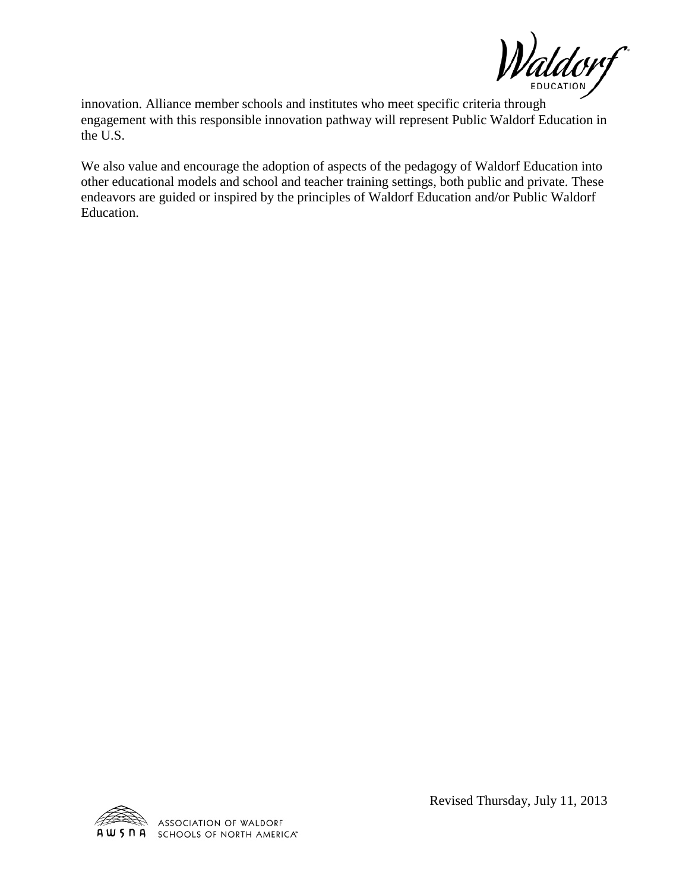innovation. Alliance member schools and institutes who meet specific criteria through engagement with this responsible innovation pathway will represent Public Waldorf Education in the U.S.

We also value and encourage the adoption of aspects of the pedagogy of Waldorf Education into other educational models and school and teacher training settings, both public and private. These endeavors are guided or inspired by the principles of Waldorf Education and/or Public Waldorf Education.

Revised Thursday, July 11, 2013